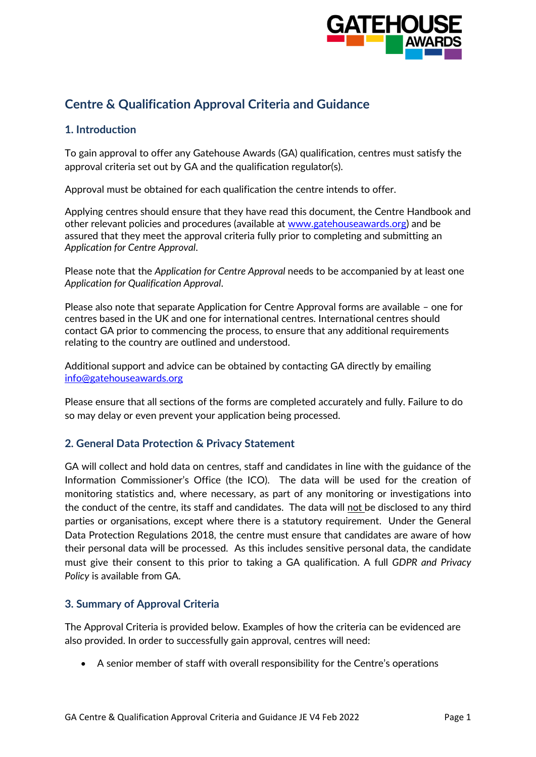# Centre & Qualification Approval Criteria and Guidance

## 1. Introduction

To gain approval to offer any Gatehouse Awards (GA) qualification, centres must satisfy the approval criteria set out by GA and the qualification regulator(s).

Approval must be obtained for each qualification the centre intends to offer.

Applying centres should ensure that they have read this document, the Centre Handbook and other relevant policies and procedures (available at [www.gatehouseawards.org](www.gatehouseawards.org)) and be assured that they meet the approval criteria fully prior to completing and submitting an *Application for Centre Approval*.

Please note that the *Application for Centre Approval* needs to be accompanied by at least one *Application for Qualification Approval*.

Please also note that separate Application for Centre Approval forms are available – one for centres based in the UK and one for international centres. International centres should contact GA prior to commencing the process, to ensure that any additional requirements relating to the country are outlined and understood.

Additional support and advice can be obtained by contacting GA directly by emailing [info@gatehouseawards.org](mailto:info@gatehouseawards.org)

Please ensure that all sections of the forms are completed accurately and fully. Failure to do so may delay or even prevent your application being processed.

## 2. General Data Protection & Privacy Statement

GA will collect and hold data on centres, staff and candidates in line with the guidance of the Information Commissioner's Office (the ICO). The data will be used for the creation of monitoring statistics and, where necessary, as part of any monitoring or investigations into the conduct of the centre, its staff and candidates. The data will not be disclosed to any third parties or organisations, except where there is a statutory requirement. Under the General Data Protection Regulations 2018, the centre must ensure that candidates are aware of how their personal data will be processed. As this includes sensitive personal data, the candidate must give their consent to this prior to taking a GA qualification. A full *GDPR and Privacy Policy* is available from GA.

## 3. Summary of Approval Criteria

The Approval Criteria is provided below. Examples of how the criteria can be evidenced are also provided. In order to successfully gain approval, centres will need:

- A senior member of staff with overall responsibility for the Centre's operations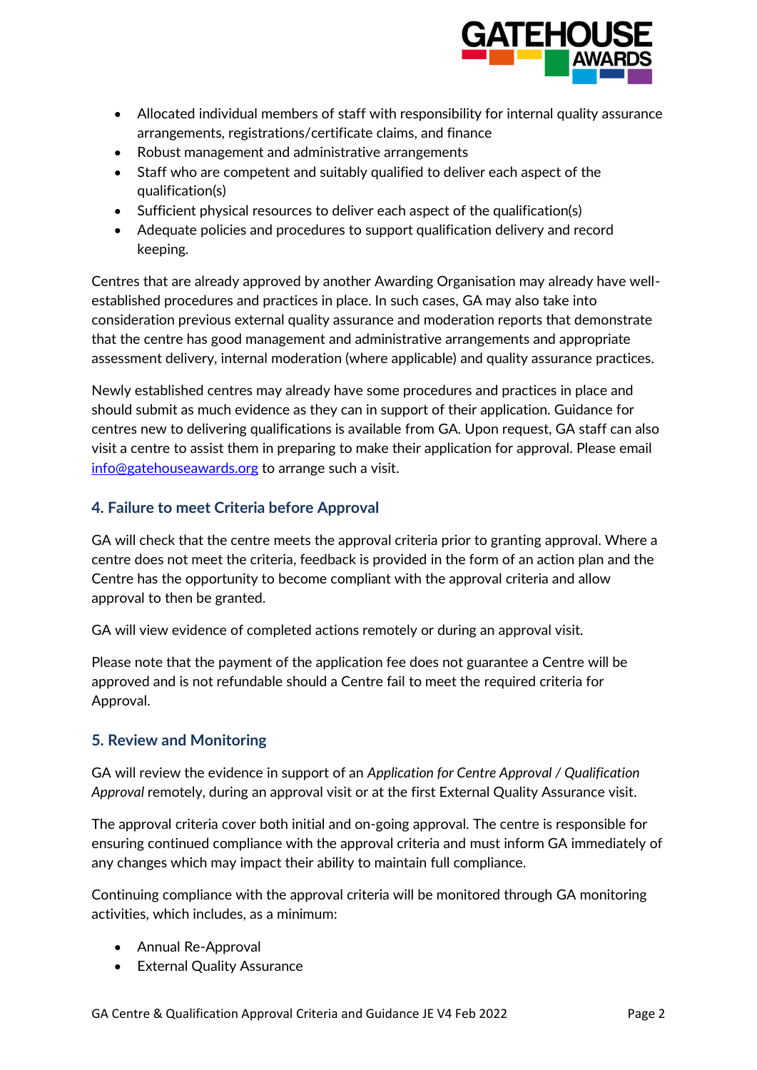- Allocated individual members of staff with responsibility for internal quality assurance arrangements, registrations/certificate claims, and finance
- Robust management and administrative arrangements
- Staff who are competent and suitably qualified to deliver each aspect of the qualification(s)
- Sufficient physical resources to deliver each aspect of the qualification(s)
- Adequate policies and procedures to support qualification delivery and record keeping.

Centres that are already approved by another Awarding Organisation may already have well-established procedures and practices in place. In such cases, GA may also take into consideration previous external quality assurance and moderation reports that demonstrate that the centre has good management and administrative arrangements and appropriate assessment delivery, internal moderation (where applicable) and quality assurance practices.

Newly established centres may already have some procedures and practices in place and should submit as much evidence as they can in support of their application. Guidance for centres new to delivering qualifications is available from GA. Upon request, GA staff can also visit a centre to assist them in preparing to make their application for approval. Please email info@gatehouseawards.org to arrange such a visit.

## 4. Failure to meet Criteria before Approval

GA will check that the centre meets the approval criteria prior to granting approval. Where a centre does not meet the criteria, feedback is provided in the form of an action plan and the Centre has the opportunity to become compliant with the approval criteria and allow approval to then be granted.

GA will view evidence of completed actions remotely or during an approval visit.

Please note that the payment of the application fee does not guarantee a Centre will be approved and is not refundable should a Centre fail to meet the required criteria for Approval.

## 5. Review and Monitoring

GA will review the evidence in support of an *Application for Centre Approval / Qualification Approval* remotely, during an approval visit or at the first External Quality Assurance visit.

The approval criteria cover both initial and on-going approval. The centre is responsible for ensuring continued compliance with the approval criteria and must inform GA immediately of any changes which may impact their ability to maintain full compliance.

Continuing compliance with the approval criteria will be monitored through GA monitoring activities, which includes, as a minimum:

- Annual Re-Approval
- External Quality Assurance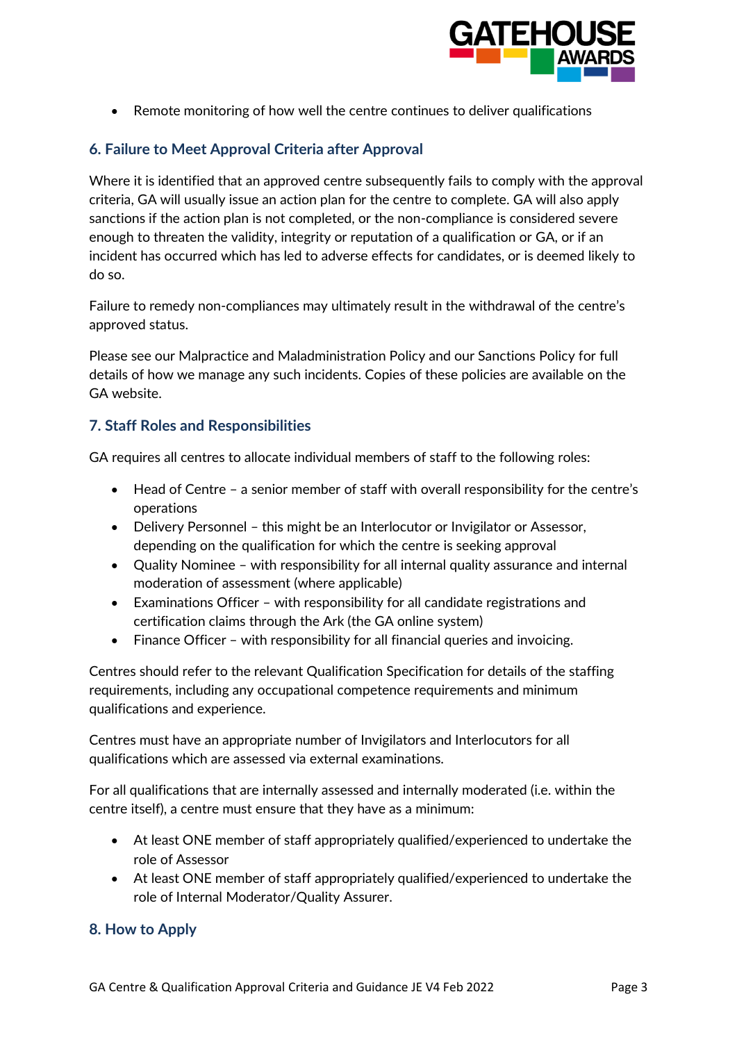- Remote monitoring of how well the centre continues to deliver qualifications

## 6. Failure to Meet Approval Criteria after Approval

Where it is identified that an approved centre subsequently fails to comply with the approval criteria, GA will usually issue an action plan for the centre to complete. GA will also apply sanctions if the action plan is not completed, or the non-compliance is considered severe enough to threaten the validity, integrity or reputation of a qualification or GA, or if an incident has occurred which has led to adverse effects for candidates, or is deemed likely to do so.

Failure to remedy non-compliances may ultimately result in the withdrawal of the centre's approved status.

Please see our Malpractice and Maladministration Policy and our Sanctions Policy for full details of how we manage any such incidents. Copies of these policies are available on the GA website.

## 7. Staff Roles and Responsibilities

GA requires all centres to allocate individual members of staff to the following roles:

- Head of Centre – a senior member of staff with overall responsibility for the centre's operations
- Delivery Personnel – this might be an Interlocutor or Invigilator or Assessor, depending on the qualification for which the centre is seeking approval
- Quality Nominee – with responsibility for all internal quality assurance and internal moderation of assessment (where applicable)
- Examinations Officer – with responsibility for all candidate registrations and certification claims through the Ark (the GA online system)
- Finance Officer – with responsibility for all financial queries and invoicing.

Centres should refer to the relevant Qualification Specification for details of the staffing requirements, including any occupational competence requirements and minimum qualifications and experience.

Centres must have an appropriate number of Invigilators and Interlocutors for all qualifications which are assessed via external examinations.

For all qualifications that are internally assessed and internally moderated (i.e. within the centre itself), a centre must ensure that they have as a minimum:

- At least ONE member of staff appropriately qualified/experienced to undertake the role of Assessor
- At least ONE member of staff appropriately qualified/experienced to undertake the role of Internal Moderator/Quality Assurer.

## 8. How to Apply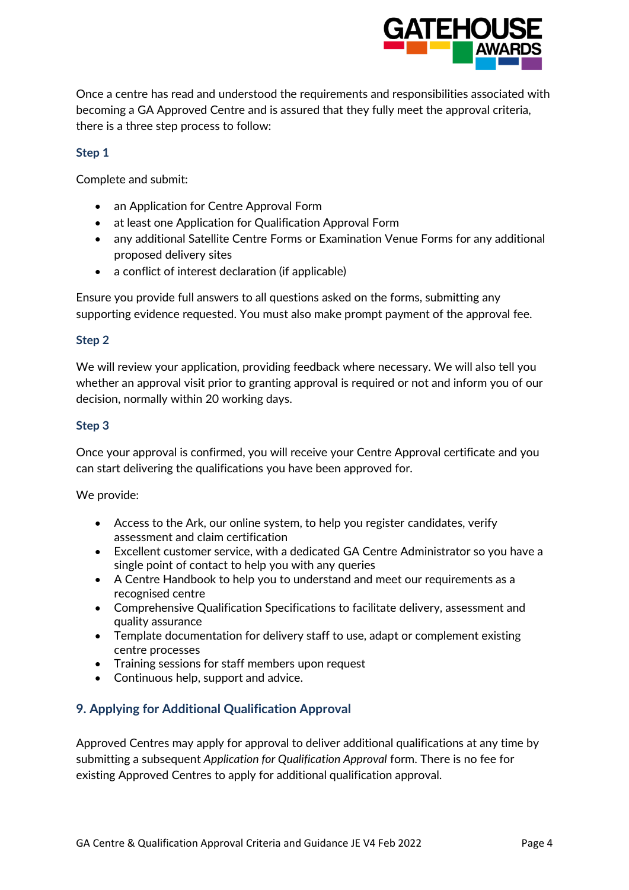Once a centre has read and understood the requirements and responsibilities associated with becoming a GA Approved Centre and is assured that they fully meet the approval criteria, there is a three step process to follow:

### Step 1

Complete and submit:

- an Application for Centre Approval Form
- at least one Application for Qualification Approval Form
- any additional Satellite Centre Forms or Examination Venue Forms for any additional proposed delivery sites
- a conflict of interest declaration (if applicable)

Ensure you provide full answers to all questions asked on the forms, submitting any supporting evidence requested. You must also make prompt payment of the approval fee.

### Step 2

We will review your application, providing feedback where necessary. We will also tell you whether an approval visit prior to granting approval is required or not and inform you of our decision, normally within 20 working days.

### Step 3

Once your approval is confirmed, you will receive your Centre Approval certificate and you can start delivering the qualifications you have been approved for.

We provide:

- Access to the Ark, our online system, to help you register candidates, verify assessment and claim certification
- Excellent customer service, with a dedicated GA Centre Administrator so you have a single point of contact to help you with any queries
- A Centre Handbook to help you to understand and meet our requirements as a recognised centre
- Comprehensive Qualification Specifications to facilitate delivery, assessment and quality assurance
- Template documentation for delivery staff to use, adapt or complement existing centre processes
- Training sessions for staff members upon request
- Continuous help, support and advice.

## 9. Applying for Additional Qualification Approval

Approved Centres may apply for approval to deliver additional qualifications at any time by submitting a subsequent *Application for Qualification Approval* form. There is no fee for existing Approved Centres to apply for additional qualification approval.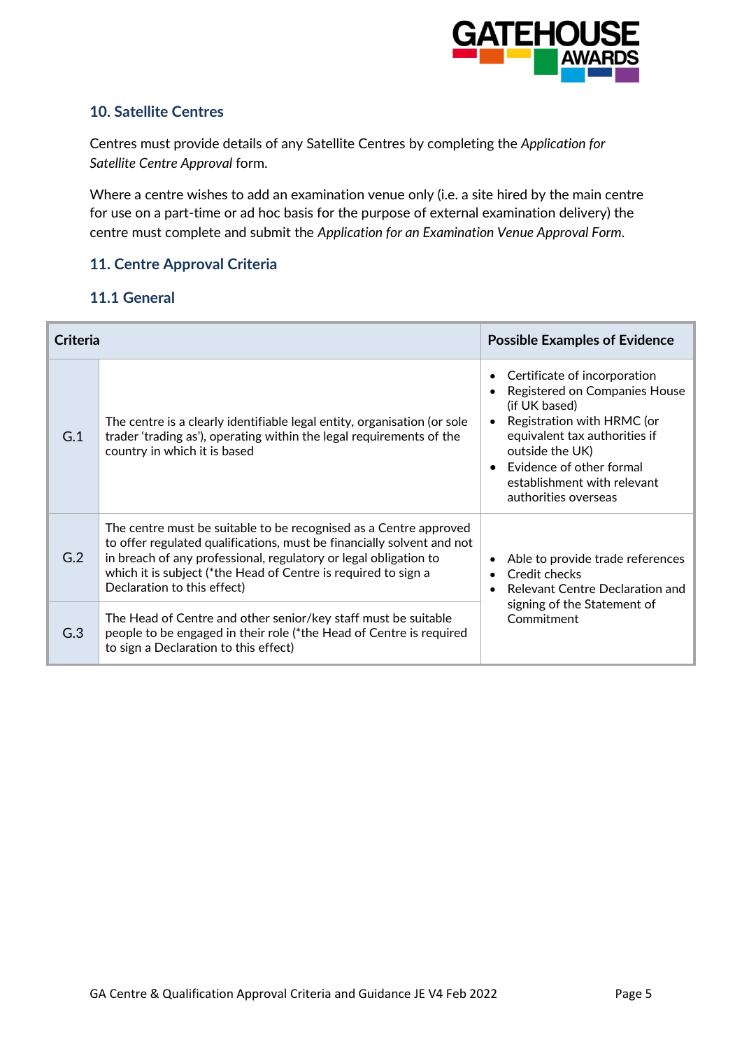## 10. Satellite Centres

Centres must provide details of any Satellite Centres by completing the *Application for Satellite Centre Approval* form.

Where a centre wishes to add an examination venue only (i.e. a site hired by the main centre for use on a part-time or ad hoc basis for the purpose of external examination delivery) the centre must complete and submit the *Application for an Examination Venue Approval Form*.

## 11. Centre Approval Criteria

### 11.1 General

| Criteria | | Possible Examples of Evidence |
|---|---|---|
| G.1 | The centre is a clearly identifiable legal entity, organisation (or sole trader 'trading as'), operating within the legal requirements of the country in which it is based | • Certificate of incorporation<br>• Registered on Companies House (if UK based)<br>• Registration with HRMC (or equivalent tax authorities if outside the UK)<br>• Evidence of other formal establishment with relevant authorities overseas |
| G.2 | The centre must be suitable to be recognised as a Centre approved to offer regulated qualifications, must be financially solvent and not in breach of any professional, regulatory or legal obligation to which it is subject (*the Head of Centre is required to sign a Declaration to this effect) | • Able to provide trade references<br>• Credit checks<br>• Relevant Centre Declaration and signing of the Statement of Commitment |
| G.3 | The Head of Centre and other senior/key staff must be suitable people to be engaged in their role (*the Head of Centre is required to sign a Declaration to this effect) | |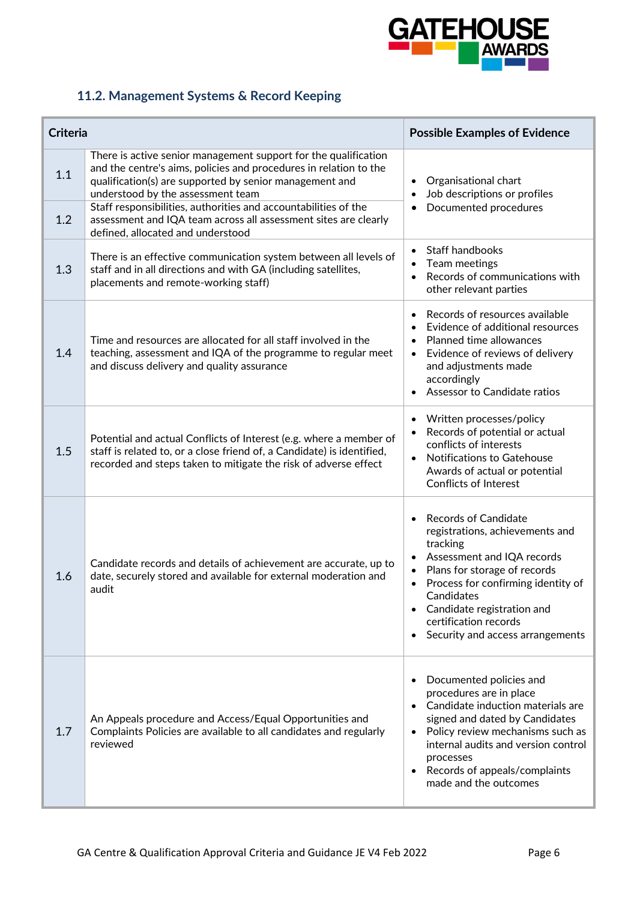## 11.2. Management Systems & Record Keeping

| Criteria | | Possible Examples of Evidence |
|---|---|---|
| 1.1 | There is active senior management support for the qualification and the centre's aims, policies and procedures in relation to the qualification(s) are supported by senior management and understood by the assessment team | • Organisational chart<br>• Job descriptions or profiles<br>• Documented procedures |
| 1.2 | Staff responsibilities, authorities and accountabilities of the assessment and IQA team across all assessment sites are clearly defined, allocated and understood | |
| 1.3 | There is an effective communication system between all levels of staff and in all directions and with GA (including satellites, placements and remote-working staff) | • Staff handbooks<br>• Team meetings<br>• Records of communications with other relevant parties |
| 1.4 | Time and resources are allocated for all staff involved in the teaching, assessment and IQA of the programme to regular meet and discuss delivery and quality assurance | • Records of resources available<br>• Evidence of additional resources<br>• Planned time allowances<br>• Evidence of reviews of delivery and adjustments made accordingly<br>• Assessor to Candidate ratios |
| 1.5 | Potential and actual Conflicts of Interest (e.g. where a member of staff is related to, or a close friend of, a Candidate) is identified, recorded and steps taken to mitigate the risk of adverse effect | • Written processes/policy<br>• Records of potential or actual conflicts of interests<br>• Notifications to Gatehouse Awards of actual or potential Conflicts of Interest |
| 1.6 | Candidate records and details of achievement are accurate, up to date, securely stored and available for external moderation and audit | • Records of Candidate registrations, achievements and tracking<br>• Assessment and IQA records<br>• Plans for storage of records<br>• Process for confirming identity of Candidates<br>• Candidate registration and certification records<br>• Security and access arrangements |
| 1.7 | An Appeals procedure and Access/Equal Opportunities and Complaints Policies are available to all candidates and regularly reviewed | • Documented policies and procedures are in place<br>• Candidate induction materials are signed and dated by Candidates<br>• Policy review mechanisms such as internal audits and version control processes<br>• Records of appeals/complaints made and the outcomes |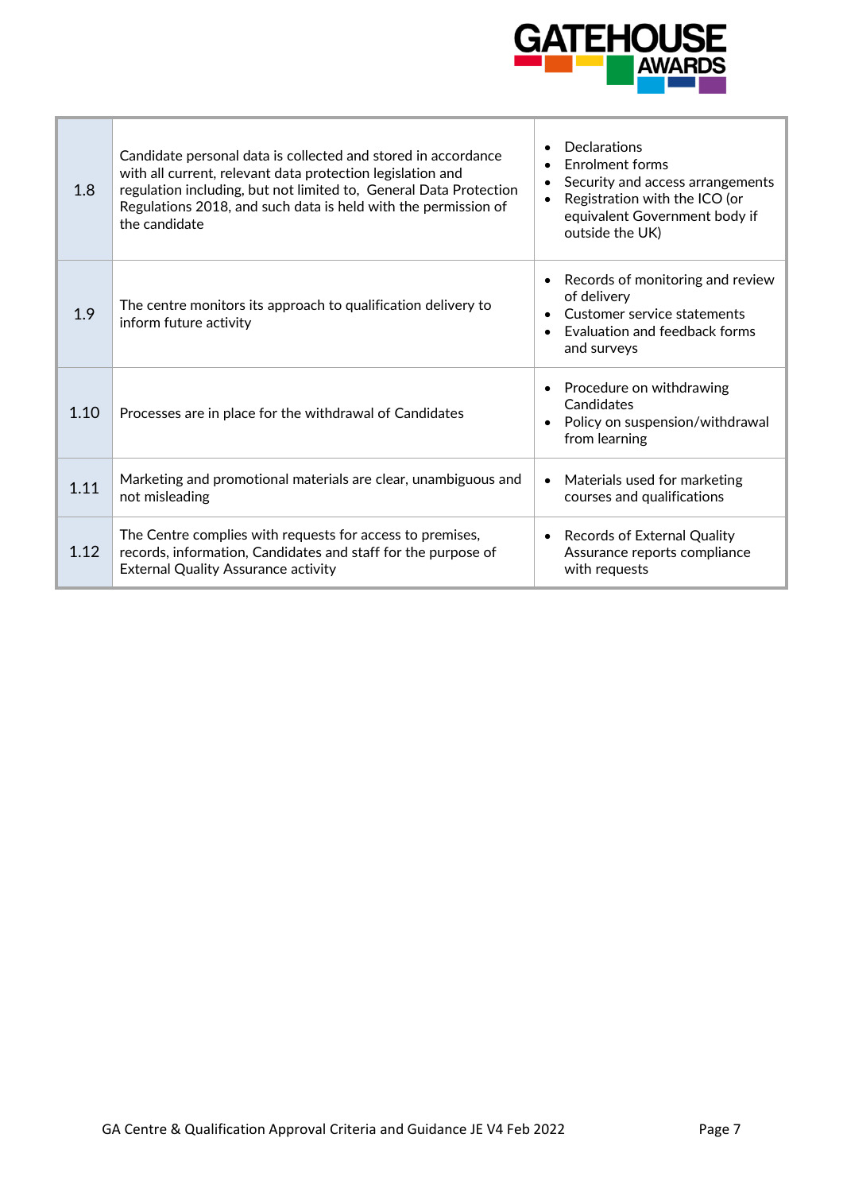| | | |
|---|---|---|
| 1.8 | Candidate personal data is collected and stored in accordance with all current, relevant data protection legislation and regulation including, but not limited to, General Data Protection Regulations 2018, and such data is held with the permission of the candidate | • Declarations<br>• Enrolment forms<br>• Security and access arrangements<br>• Registration with the ICO (or equivalent Government body if outside the UK) |
| 1.9 | The centre monitors its approach to qualification delivery to inform future activity | • Records of monitoring and review of delivery<br>• Customer service statements<br>• Evaluation and feedback forms and surveys |
| 1.10 | Processes are in place for the withdrawal of Candidates | • Procedure on withdrawing Candidates<br>• Policy on suspension/withdrawal from learning |
| 1.11 | Marketing and promotional materials are clear, unambiguous and not misleading | • Materials used for marketing courses and qualifications |
| 1.12 | The Centre complies with requests for access to premises, records, information, Candidates and staff for the purpose of External Quality Assurance activity | • Records of External Quality Assurance reports compliance with requests |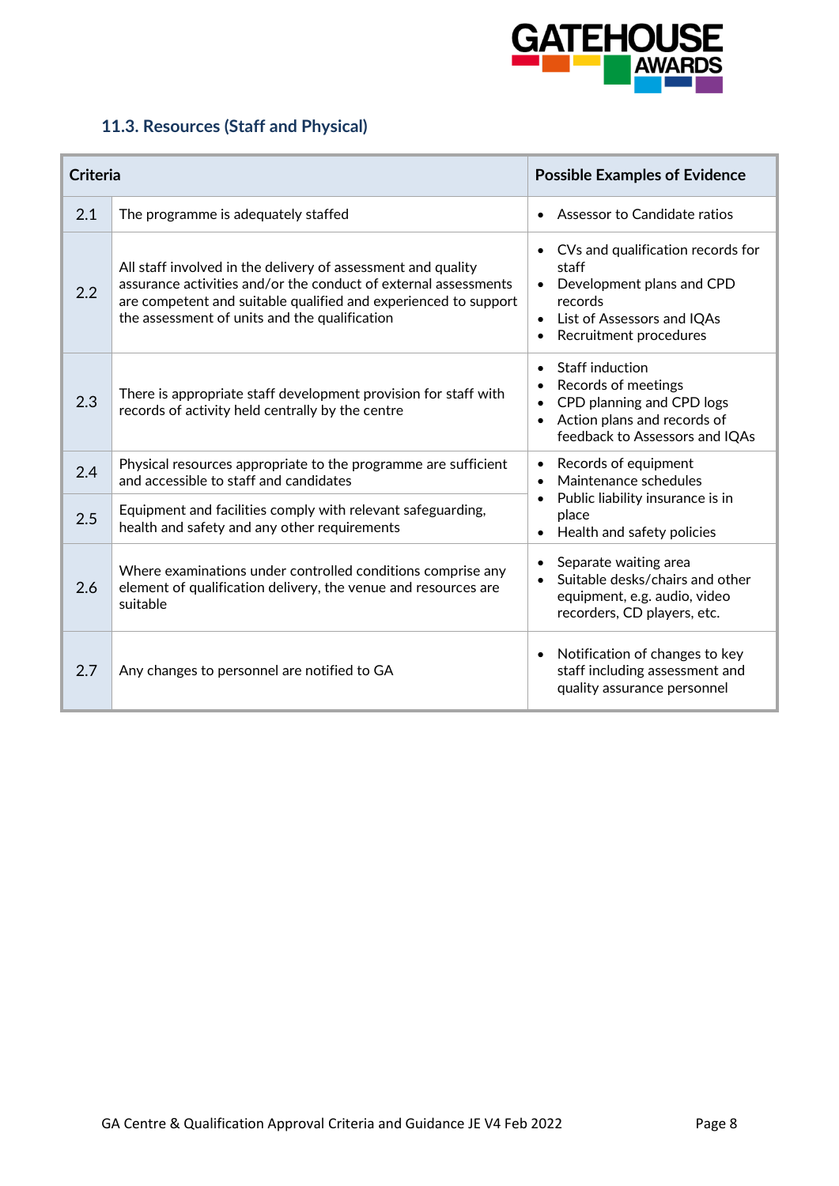## 11.3. Resources (Staff and Physical)

| Criteria | | Possible Examples of Evidence |
|---|---|---|
| 2.1 | The programme is adequately staffed | • Assessor to Candidate ratios |
| 2.2 | All staff involved in the delivery of assessment and quality assurance activities and/or the conduct of external assessments are competent and suitable qualified and experienced to support the assessment of units and the qualification | • CVs and qualification records for staff<br>• Development plans and CPD records<br>• List of Assessors and IQAs<br>• Recruitment procedures |
| 2.3 | There is appropriate staff development provision for staff with records of activity held centrally by the centre | • Staff induction<br>• Records of meetings<br>• CPD planning and CPD logs<br>• Action plans and records of feedback to Assessors and IQAs |
| 2.4 | Physical resources appropriate to the programme are sufficient and accessible to staff and candidates | • Records of equipment<br>• Maintenance schedules<br>• Public liability insurance is in place<br>• Health and safety policies |
| 2.5 | Equipment and facilities comply with relevant safeguarding, health and safety and any other requirements | |
| 2.6 | Where examinations under controlled conditions comprise any element of qualification delivery, the venue and resources are suitable | • Separate waiting area<br>• Suitable desks/chairs and other equipment, e.g. audio, video recorders, CD players, etc. |
| 2.7 | Any changes to personnel are notified to GA | • Notification of changes to key staff including assessment and quality assurance personnel |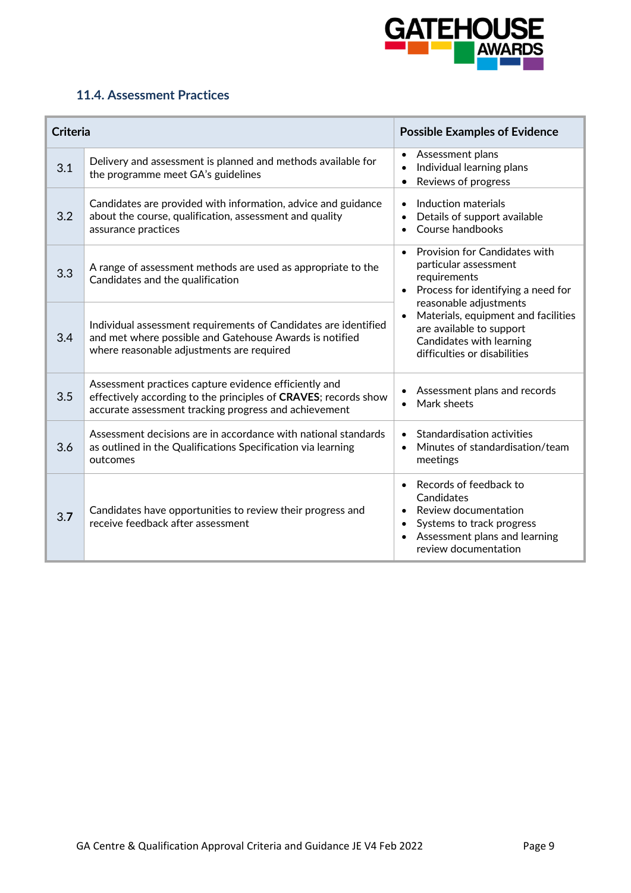### 11.4. Assessment Practices

| Criteria | | Possible Examples of Evidence |
|---|---|---|
| 3.1 | Delivery and assessment is planned and methods available for the programme meet GA's guidelines | • Assessment plans<br>• Individual learning plans<br>• Reviews of progress |
| 3.2 | Candidates are provided with information, advice and guidance about the course, qualification, assessment and quality assurance practices | • Induction materials<br>• Details of support available<br>• Course handbooks |
| 3.3 | A range of assessment methods are used as appropriate to the Candidates and the qualification | • Provision for Candidates with particular assessment requirements<br>• Process for identifying a need for reasonable adjustments<br>• Materials, equipment and facilities are available to support Candidates with learning difficulties or disabilities |
| 3.4 | Individual assessment requirements of Candidates are identified and met where possible and Gatehouse Awards is notified where reasonable adjustments are required | |
| 3.5 | Assessment practices capture evidence efficiently and effectively according to the principles of **CRAVES**; records show accurate assessment tracking progress and achievement | • Assessment plans and records<br>• Mark sheets |
| 3.6 | Assessment decisions are in accordance with national standards as outlined in the Qualifications Specification via learning outcomes | • Standardisation activities<br>• Minutes of standardisation/team meetings |
| 3.7 | Candidates have opportunities to review their progress and receive feedback after assessment | • Records of feedback to Candidates<br>• Review documentation<br>• Systems to track progress<br>• Assessment plans and learning review documentation |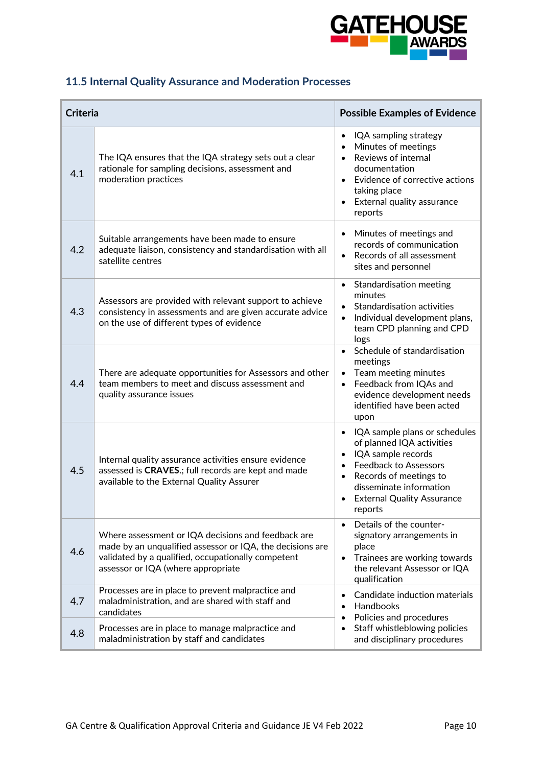## 11.5 Internal Quality Assurance and Moderation Processes

| Criteria | | Possible Examples of Evidence |
|---|---|---|
| 4.1 | The IQA ensures that the IQA strategy sets out a clear rationale for sampling decisions, assessment and moderation practices | • IQA sampling strategy<br>• Minutes of meetings<br>• Reviews of internal documentation<br>• Evidence of corrective actions taking place<br>• External quality assurance reports |
| 4.2 | Suitable arrangements have been made to ensure adequate liaison, consistency and standardisation with all satellite centres | • Minutes of meetings and records of communication<br>• Records of all assessment sites and personnel |
| 4.3 | Assessors are provided with relevant support to achieve consistency in assessments and are given accurate advice on the use of different types of evidence | • Standardisation meeting minutes<br>• Standardisation activities<br>• Individual development plans, team CPD planning and CPD logs |
| 4.4 | There are adequate opportunities for Assessors and other team members to meet and discuss assessment and quality assurance issues | • Schedule of standardisation meetings<br>• Team meeting minutes<br>• Feedback from IQAs and evidence development needs identified have been acted upon |
| 4.5 | Internal quality assurance activities ensure evidence assessed is **CRAVES**.; full records are kept and made available to the External Quality Assurer | • IQA sample plans or schedules of planned IQA activities<br>• IQA sample records<br>• Feedback to Assessors<br>• Records of meetings to disseminate information<br>• External Quality Assurance reports |
| 4.6 | Where assessment or IQA decisions and feedback are made by an unqualified assessor or IQA, the decisions are validated by a qualified, occupationally competent assessor or IQA (where appropriate | • Details of the counter-signatory arrangements in place<br>• Trainees are working towards the relevant Assessor or IQA qualification |
| 4.7 | Processes are in place to prevent malpractice and maladministration, and are shared with staff and candidates | • Candidate induction materials<br>• Handbooks<br>• Policies and procedures<br>• Staff whistleblowing policies and disciplinary procedures |
| 4.8 | Processes are in place to manage malpractice and maladministration by staff and candidates | |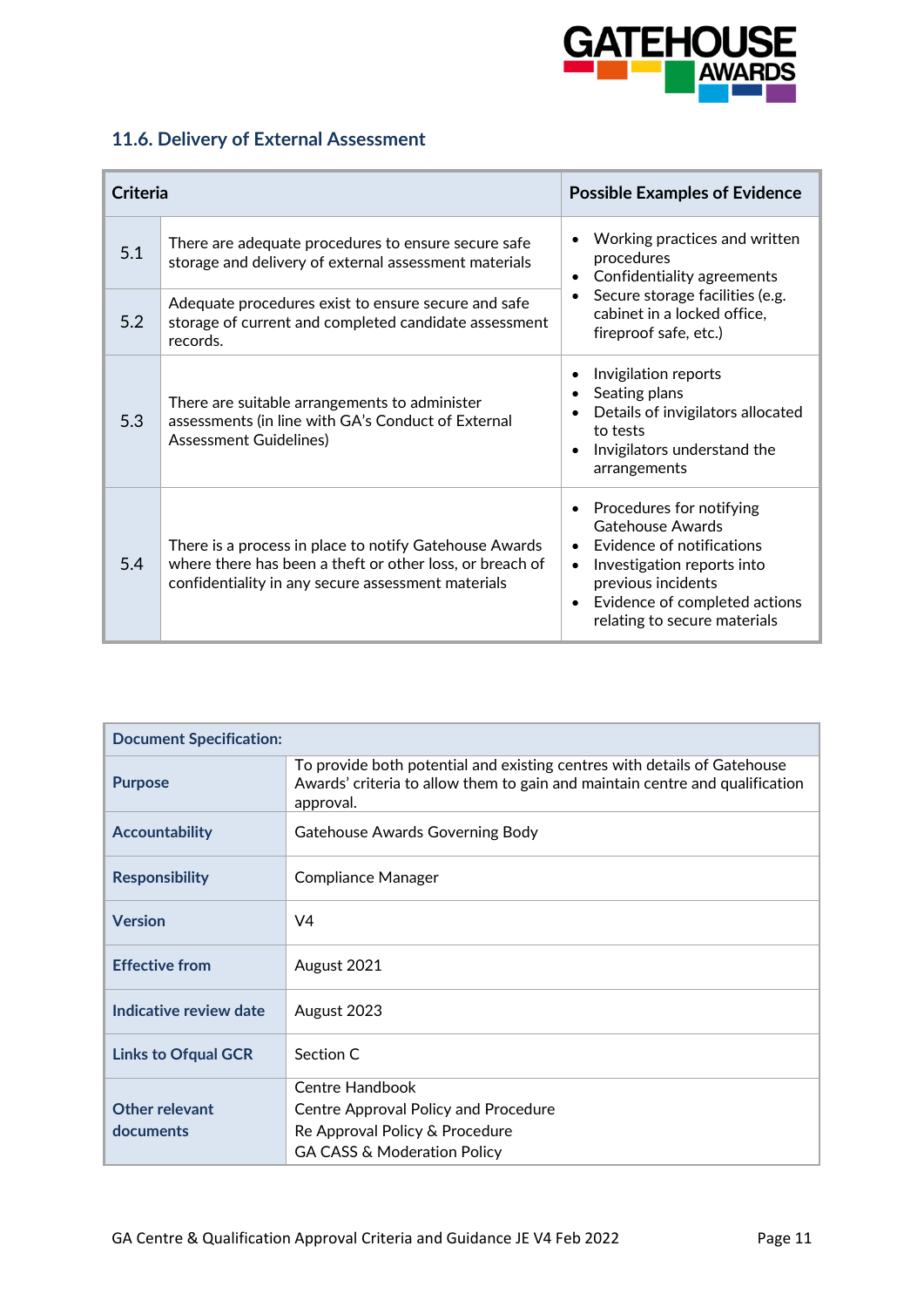### 11.6. Delivery of External Assessment

| Criteria | | Possible Examples of Evidence |
|---|---|---|
| 5.1 | There are adequate procedures to ensure secure safe storage and delivery of external assessment materials | • Working practices and written procedures<br>• Confidentiality agreements<br>• Secure storage facilities (e.g. cabinet in a locked office, fireproof safe, etc.) |
| 5.2 | Adequate procedures exist to ensure secure and safe storage of current and completed candidate assessment records. | |
| 5.3 | There are suitable arrangements to administer assessments (in line with GA's Conduct of External Assessment Guidelines) | • Invigilation reports<br>• Seating plans<br>• Details of invigilators allocated to tests<br>• Invigilators understand the arrangements |
| 5.4 | There is a process in place to notify Gatehouse Awards where there has been a theft or other loss, or breach of confidentiality in any secure assessment materials | • Procedures for notifying Gatehouse Awards<br>• Evidence of notifications<br>• Investigation reports into previous incidents<br>• Evidence of completed actions relating to secure materials |

| **Document Specification:** | |
|---|---|
| **Purpose** | To provide both potential and existing centres with details of Gatehouse Awards' criteria to allow them to gain and maintain centre and qualification approval. |
| **Accountability** | Gatehouse Awards Governing Body |
| **Responsibility** | Compliance Manager |
| **Version** | V4 |
| **Effective from** | August 2021 |
| **Indicative review date** | August 2023 |
| **Links to Ofqual GCR** | Section C |
| **Other relevant documents** | Centre Handbook<br>Centre Approval Policy and Procedure<br>Re Approval Policy & Procedure<br>GA CASS & Moderation Policy |